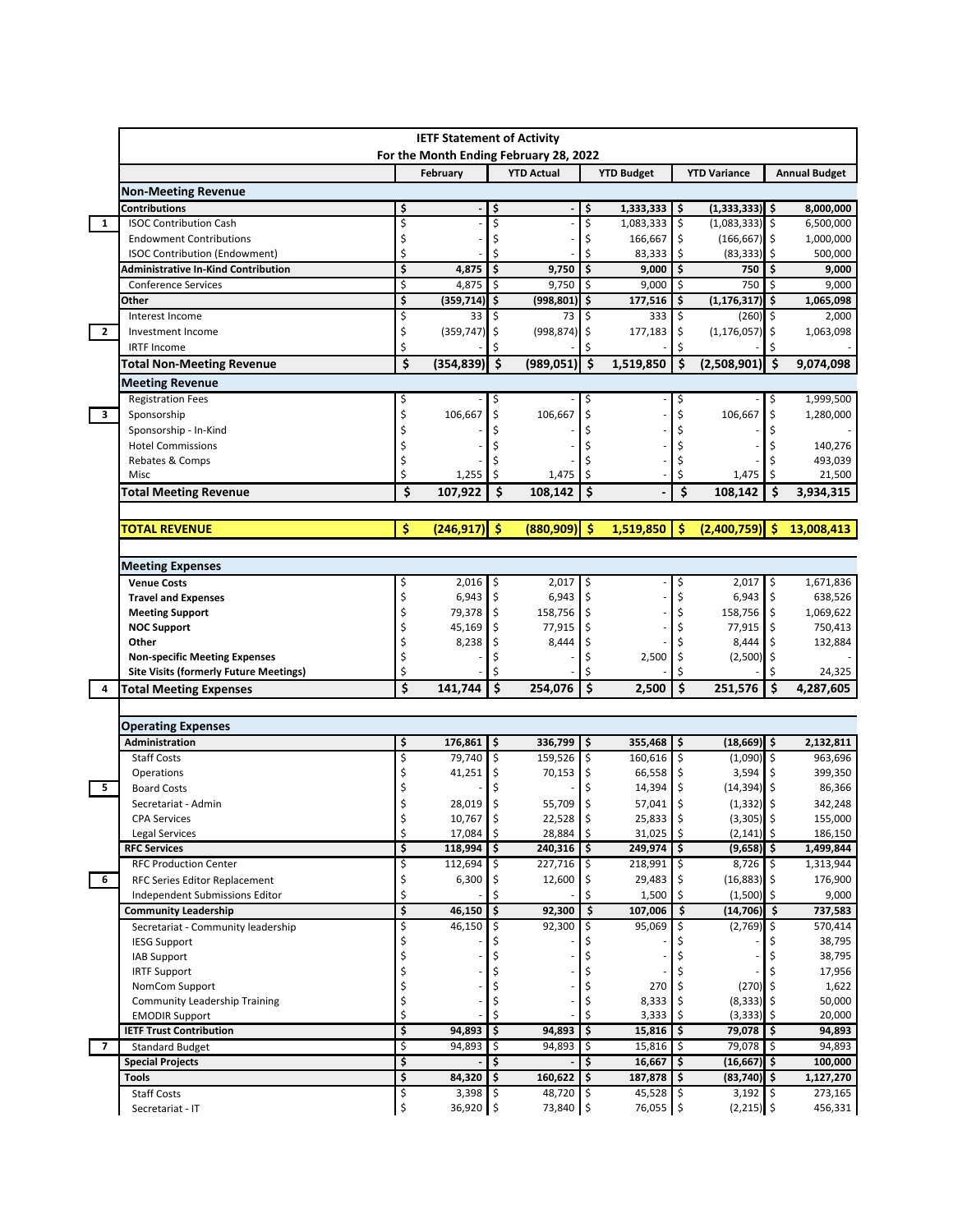# IETF Statement of Activity

## For the Month Ending February 28, 2022

| | | February | YTD Actual | YTD Budget | YTD Variance | Annual Budget |
|---|---|---|---|---|---|---|
| | **Non-Meeting Revenue** | | | | | |
| | **Contributions** | **$ -** | **$ -** | **$ 1,333,333** | **$ (1,333,333)** | **$ 8,000,000** |
| 1 | ISOC Contribution Cash | $ - | $ - | $ 1,083,333 | $ (1,083,333) | $ 6,500,000 |
| | Endowment Contributions | $ - | $ - | $ 166,667 | $ (166,667) | $ 1,000,000 |
| | ISOC Contribution (Endowment) | $ - | $ - | $ 83,333 | $ (83,333) | $ 500,000 |
| | **Administrative In-Kind Contribution** | **$ 4,875** | **$ 9,750** | **$ 9,000** | **$ 750** | **$ 9,000** |
| | Conference Services | $ 4,875 | $ 9,750 | $ 9,000 | $ 750 | $ 9,000 |
| | **Other** | **$ (359,714)** | **$ (998,801)** | **$ 177,516** | **$ (1,176,317)** | **$ 1,065,098** |
| | Interest Income | $ 33 | $ 73 | $ 333 | $ (260) | $ 2,000 |
| 2 | Investment Income | $ (359,747) | $ (998,874) | $ 177,183 | $ (1,176,057) | $ 1,063,098 |
| | IRTF Income | $ - | $ - | $ - | $ - | $ - |
| | **Total Non-Meeting Revenue** | **$ (354,839)** | **$ (989,051)** | **$ 1,519,850** | **$ (2,508,901)** | **$ 9,074,098** |
| | **Meeting Revenue** | | | | | |
| | Registration Fees | $ - | $ - | $ - | $ - | $ 1,999,500 |
| 3 | Sponsorship | $ 106,667 | $ 106,667 | $ - | $ 106,667 | $ 1,280,000 |
| | Sponsorship - In-Kind | $ - | $ - | $ - | $ - | $ - |
| | Hotel Commissions | $ - | $ - | $ - | $ - | $ 140,276 |
| | Rebates & Comps | $ - | $ - | $ - | $ - | $ 493,039 |
| | Misc | $ 1,255 | $ 1,475 | $ - | $ 1,475 | $ 21,500 |
| | **Total Meeting Revenue** | **$ 107,922** | **$ 108,142** | **$ -** | **$ 108,142** | **$ 3,934,315** |
| | **TOTAL REVENUE** | **$ (246,917)** | **$ (880,909)** | **$ 1,519,850** | **$ (2,400,759)** | **$ 13,008,413** |
| | **Meeting Expenses** | | | | | |
| | **Venue Costs** | $ 2,016 | $ 2,017 | $ - | $ 2,017 | $ 1,671,836 |
| | **Travel and Expenses** | $ 6,943 | $ 6,943 | $ - | $ 6,943 | $ 638,526 |
| | **Meeting Support** | $ 79,378 | $ 158,756 | $ - | $ 158,756 | $ 1,069,622 |
| | **NOC Support** | $ 45,169 | $ 77,915 | $ - | $ 77,915 | $ 750,413 |
| | **Other** | $ 8,238 | $ 8,444 | $ - | $ 8,444 | $ 132,884 |
| | **Non-specific Meeting Expenses** | $ - | $ - | $ 2,500 | $ (2,500) | $ - |
| | **Site Visits (formerly Future Meetings)** | $ - | $ - | $ - | $ - | $ 24,325 |
| 4 | **Total Meeting Expenses** | **$ 141,744** | **$ 254,076** | **$ 2,500** | **$ 251,576** | **$ 4,287,605** |
| | **Operating Expenses** | | | | | |
| | **Administration** | **$ 176,861** | **$ 336,799** | **$ 355,468** | **$ (18,669)** | **$ 2,132,811** |
| | Staff Costs | $ 79,740 | $ 159,526 | $ 160,616 | $ (1,090) | $ 963,696 |
| | Operations | $ 41,251 | $ 70,153 | $ 66,558 | $ 3,594 | $ 399,350 |
| 5 | Board Costs | $ - | $ - | $ 14,394 | $ (14,394) | $ 86,366 |
| | Secretariat - Admin | $ 28,019 | $ 55,709 | $ 57,041 | $ (1,332) | $ 342,248 |
| | CPA Services | $ 10,767 | $ 22,528 | $ 25,833 | $ (3,305) | $ 155,000 |
| | Legal Services | $ 17,084 | $ 28,884 | $ 31,025 | $ (2,141) | $ 186,150 |
| | **RFC Services** | **$ 118,994** | **$ 240,316** | **$ 249,974** | **$ (9,658)** | **$ 1,499,844** |
| | RFC Production Center | $ 112,694 | $ 227,716 | $ 218,991 | $ 8,726 | $ 1,313,944 |
| 6 | RFC Series Editor Replacement | $ 6,300 | $ 12,600 | $ 29,483 | $ (16,883) | $ 176,900 |
| | Independent Submissions Editor | $ - | $ - | $ 1,500 | $ (1,500) | $ 9,000 |
| | **Community Leadership** | **$ 46,150** | **$ 92,300** | **$ 107,006** | **$ (14,706)** | **$ 737,583** |
| | Secretariat - Community leadership | $ 46,150 | $ 92,300 | $ 95,069 | $ (2,769) | $ 570,414 |
| | IESG Support | $ - | $ - | $ - | $ - | $ 38,795 |
| | IAB Support | $ - | $ - | $ - | $ - | $ 38,795 |
| | IRTF Support | $ - | $ - | $ - | $ - | $ 17,956 |
| | NomCom Support | $ - | $ - | $ 270 | $ (270) | $ 1,622 |
| | Community Leadership Training | $ - | $ - | $ 8,333 | $ (8,333) | $ 50,000 |
| | EMODIR Support | $ - | $ - | $ 3,333 | $ (3,333) | $ 20,000 |
| | **IETF Trust Contribution** | **$ 94,893** | **$ 94,893** | **$ 15,816** | **$ 79,078** | **$ 94,893** |
| 7 | Standard Budget | $ 94,893 | $ 94,893 | $ 15,816 | $ 79,078 | $ 94,893 |
| | **Special Projects** | **$ -** | **$ -** | **$ 16,667** | **$ (16,667)** | **$ 100,000** |
| | **Tools** | **$ 84,320** | **$ 160,622** | **$ 187,878** | **$ (83,740)** | **$ 1,127,270** |
| | Staff Costs | $ 3,398 | $ 48,720 | $ 45,528 | $ 3,192 | $ 273,165 |
| | Secretariat - IT | $ 36,920 | $ 73,840 | $ 76,055 | $ (2,215) | $ 456,331 |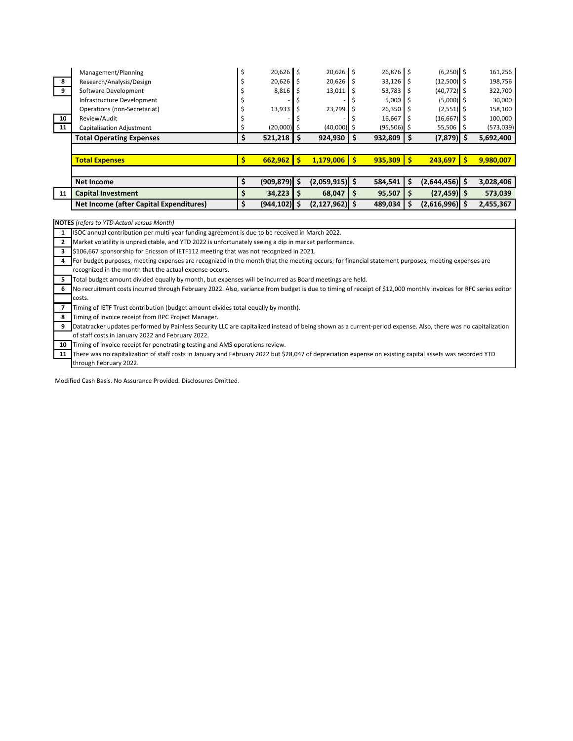| | | | | | | |
|---|---|---|---|---|---|---|
| | Management/Planning | $ 20,626 | $ 20,626 | $ 26,876 | $ (6,250) | $ 161,256 |
| 8 | Research/Analysis/Design | $ 20,626 | $ 20,626 | $ 33,126 | $ (12,500) | $ 198,756 |
| 9 | Software Development | $ 8,816 | $ 13,011 | $ 53,783 | $ (40,772) | $ 322,700 |
| | Infrastructure Development | $ - | $ - | $ 5,000 | $ (5,000) | $ 30,000 |
| | Operations (non-Secretariat) | $ 13,933 | $ 23,799 | $ 26,350 | $ (2,551) | $ 158,100 |
| 10 | Review/Audit | $ - | $ - | $ 16,667 | $ (16,667) | $ 100,000 |
| 11 | Capitalisation Adjustment | $ (20,000) | $ (40,000) | $ (95,506) | $ 55,506 | $ (573,039) |
| | **Total Operating Expenses** | **$ 521,218** | **$ 924,930** | **$ 932,809** | **$ (7,879)** | **$ 5,692,400** |
| | | | | | | |
| | **Total Expenses** | **$ 662,962** | **$ 1,179,006** | **$ 935,309** | **$ 243,697** | **$ 9,980,007** |
| | | | | | | |
| | **Net Income** | **$ (909,879)** | **$ (2,059,915)** | **$ 584,541** | **$ (2,644,456)** | **$ 3,028,406** |
| 11 | **Capital Investment** | **$ 34,223** | **$ 68,047** | **$ 95,507** | **$ (27,459)** | **$ 573,039** |
| | **Net Income (after Capital Expenditures)** | **$ (944,102)** | **$ (2,127,962)** | **$ 489,034** | **$ (2,616,996)** | **$ 2,455,367** |

**NOTES** *(refers to YTD Actual versus Month)*

1. ISOC annual contribution per multi-year funding agreement is due to be received in March 2022.
2. Market volatility is unpredictable, and YTD 2022 is unfortunately seeing a dip in market performance.
3. $106,667 sponsorship for Ericsson of IETF112 meeting that was not recognized in 2021.
4. For budget purposes, meeting expenses are recognized in the month that the meeting occurs; for financial statement purposes, meeting expenses are recognized in the month that the actual expense occurs.
5. Total budget amount divided equally by month, but expenses will be incurred as Board meetings are held.
6. No recruitment costs incurred through February 2022. Also, variance from budget is due to timing of receipt of $12,000 monthly invoices for RFC series editor costs.
7. Timing of IETF Trust contribution (budget amount divides total equally by month).
8. Timing of invoice receipt from RPC Project Manager.
9. Datatracker updates performed by Painless Security LLC are capitalized instead of being shown as a current-period expense. Also, there was no capitalization of staff costs in January 2022 and February 2022.
10. Timing of invoice receipt for penetrating testing and AMS operations review.
11. There was no capitalization of staff costs in January and February 2022 but $28,047 of depreciation expense on existing capital assets was recorded YTD through February 2022.

Modified Cash Basis. No Assurance Provided. Disclosures Omitted.